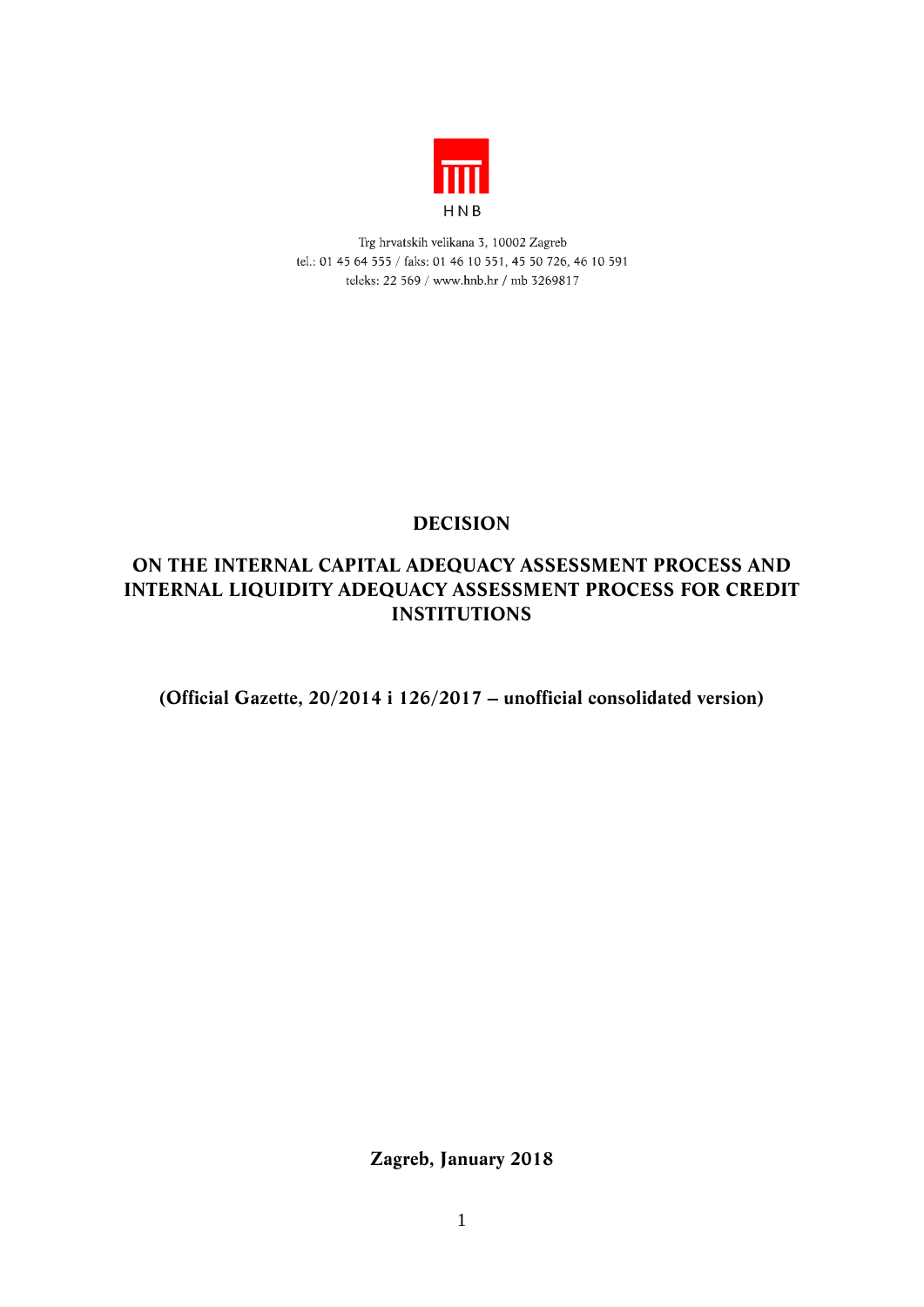HNB

Trg hrvatskih velikana 3, 10002 Zagreb
tel.: 01 45 64 555 / faks: 01 46 10 551, 45 50 726, 46 10 591
teleks: 22 569 / www.hnb.hr / mb 3269817

# DECISION

## ON THE INTERNAL CAPITAL ADEQUACY ASSESSMENT PROCESS AND INTERNAL LIQUIDITY ADEQUACY ASSESSMENT PROCESS FOR CREDIT INSTITUTIONS

**(Official Gazette, 20/2014 i 126/2017 – unofficial consolidated version)**

**Zagreb, January 2018**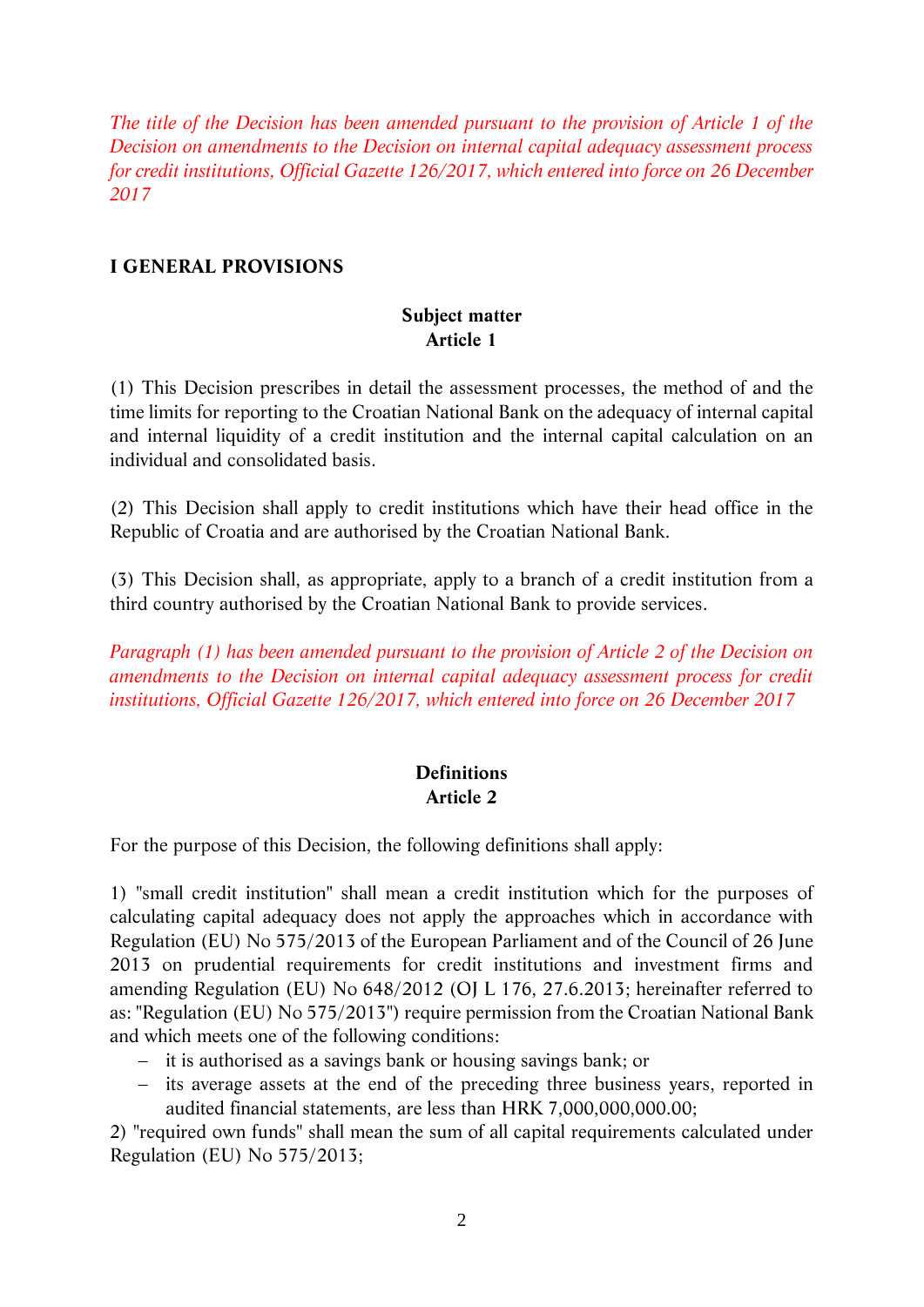*The title of the Decision has been amended pursuant to the provision of Article 1 of the Decision on amendments to the Decision on internal capital adequacy assessment process for credit institutions, Official Gazette 126/2017, which entered into force on 26 December 2017*

## I GENERAL PROVISIONS

### Subject matter
### Article 1

(1) This Decision prescribes in detail the assessment processes, the method of and the time limits for reporting to the Croatian National Bank on the adequacy of internal capital and internal liquidity of a credit institution and the internal capital calculation on an individual and consolidated basis.

(2) This Decision shall apply to credit institutions which have their head office in the Republic of Croatia and are authorised by the Croatian National Bank.

(3) This Decision shall, as appropriate, apply to a branch of a credit institution from a third country authorised by the Croatian National Bank to provide services.

*Paragraph (1) has been amended pursuant to the provision of Article 2 of the Decision on amendments to the Decision on internal capital adequacy assessment process for credit institutions, Official Gazette 126/2017, which entered into force on 26 December 2017*

### Definitions
### Article 2

For the purpose of this Decision, the following definitions shall apply:

1) "small credit institution" shall mean a credit institution which for the purposes of calculating capital adequacy does not apply the approaches which in accordance with Regulation (EU) No 575/2013 of the European Parliament and of the Council of 26 June 2013 on prudential requirements for credit institutions and investment firms and amending Regulation (EU) No 648/2012 (OJ L 176, 27.6.2013; hereinafter referred to as: "Regulation (EU) No 575/2013") require permission from the Croatian National Bank and which meets one of the following conditions:
- it is authorised as a savings bank or housing savings bank; or
- its average assets at the end of the preceding three business years, reported in audited financial statements, are less than HRK 7,000,000,000.00;

2) "required own funds" shall mean the sum of all capital requirements calculated under Regulation (EU) No 575/2013;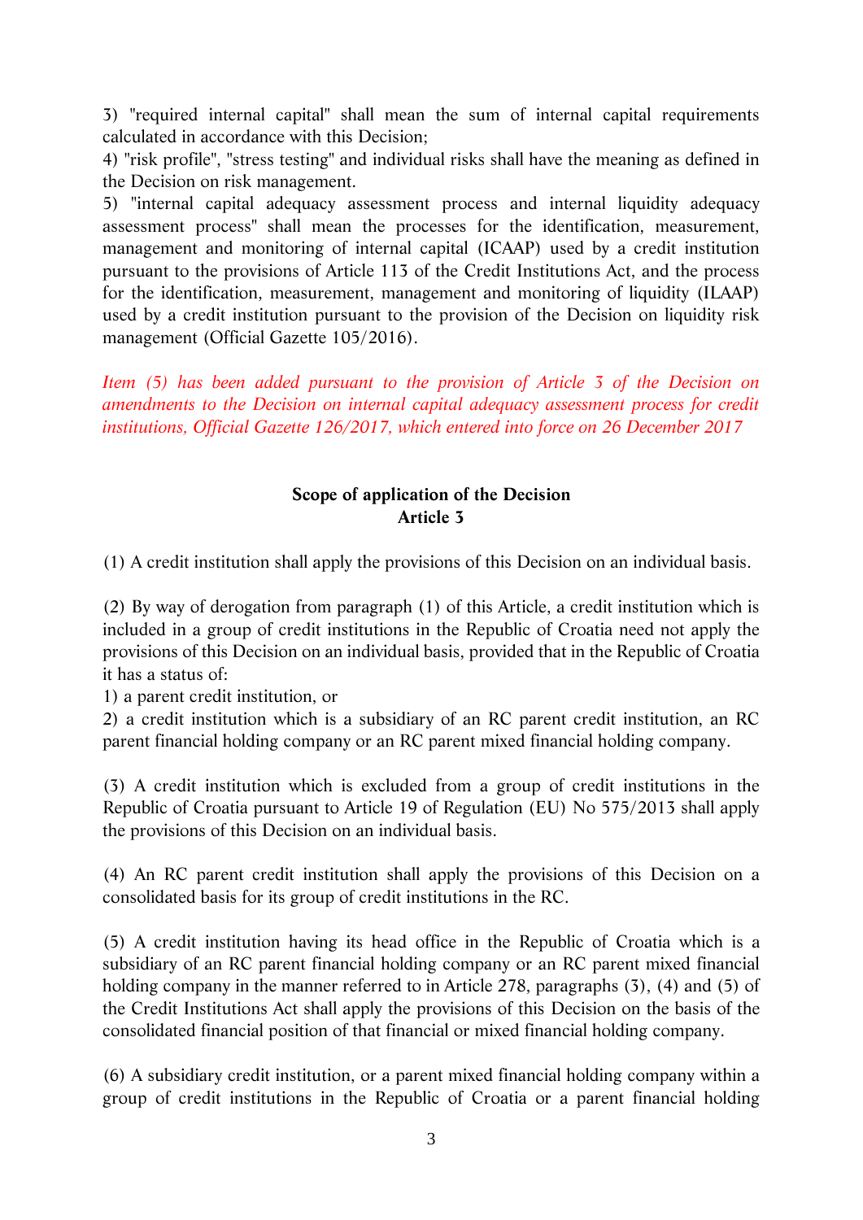3) "required internal capital" shall mean the sum of internal capital requirements calculated in accordance with this Decision;

4) "risk profile", "stress testing" and individual risks shall have the meaning as defined in the Decision on risk management.

5) "internal capital adequacy assessment process and internal liquidity adequacy assessment process" shall mean the processes for the identification, measurement, management and monitoring of internal capital (ICAAP) used by a credit institution pursuant to the provisions of Article 113 of the Credit Institutions Act, and the process for the identification, measurement, management and monitoring of liquidity (ILAAP) used by a credit institution pursuant to the provision of the Decision on liquidity risk management (Official Gazette 105/2016).

*Item (5) has been added pursuant to the provision of Article 3 of the Decision on amendments to the Decision on internal capital adequacy assessment process for credit institutions, Official Gazette 126/2017, which entered into force on 26 December 2017*

**Scope of application of the Decision**
**Article 3**

(1) A credit institution shall apply the provisions of this Decision on an individual basis.

(2) By way of derogation from paragraph (1) of this Article, a credit institution which is included in a group of credit institutions in the Republic of Croatia need not apply the provisions of this Decision on an individual basis, provided that in the Republic of Croatia it has a status of:

1) a parent credit institution, or

2) a credit institution which is a subsidiary of an RC parent credit institution, an RC parent financial holding company or an RC parent mixed financial holding company.

(3) A credit institution which is excluded from a group of credit institutions in the Republic of Croatia pursuant to Article 19 of Regulation (EU) No 575/2013 shall apply the provisions of this Decision on an individual basis.

(4) An RC parent credit institution shall apply the provisions of this Decision on a consolidated basis for its group of credit institutions in the RC.

(5) A credit institution having its head office in the Republic of Croatia which is a subsidiary of an RC parent financial holding company or an RC parent mixed financial holding company in the manner referred to in Article 278, paragraphs (3), (4) and (5) of the Credit Institutions Act shall apply the provisions of this Decision on the basis of the consolidated financial position of that financial or mixed financial holding company.

(6) A subsidiary credit institution, or a parent mixed financial holding company within a group of credit institutions in the Republic of Croatia or a parent financial holding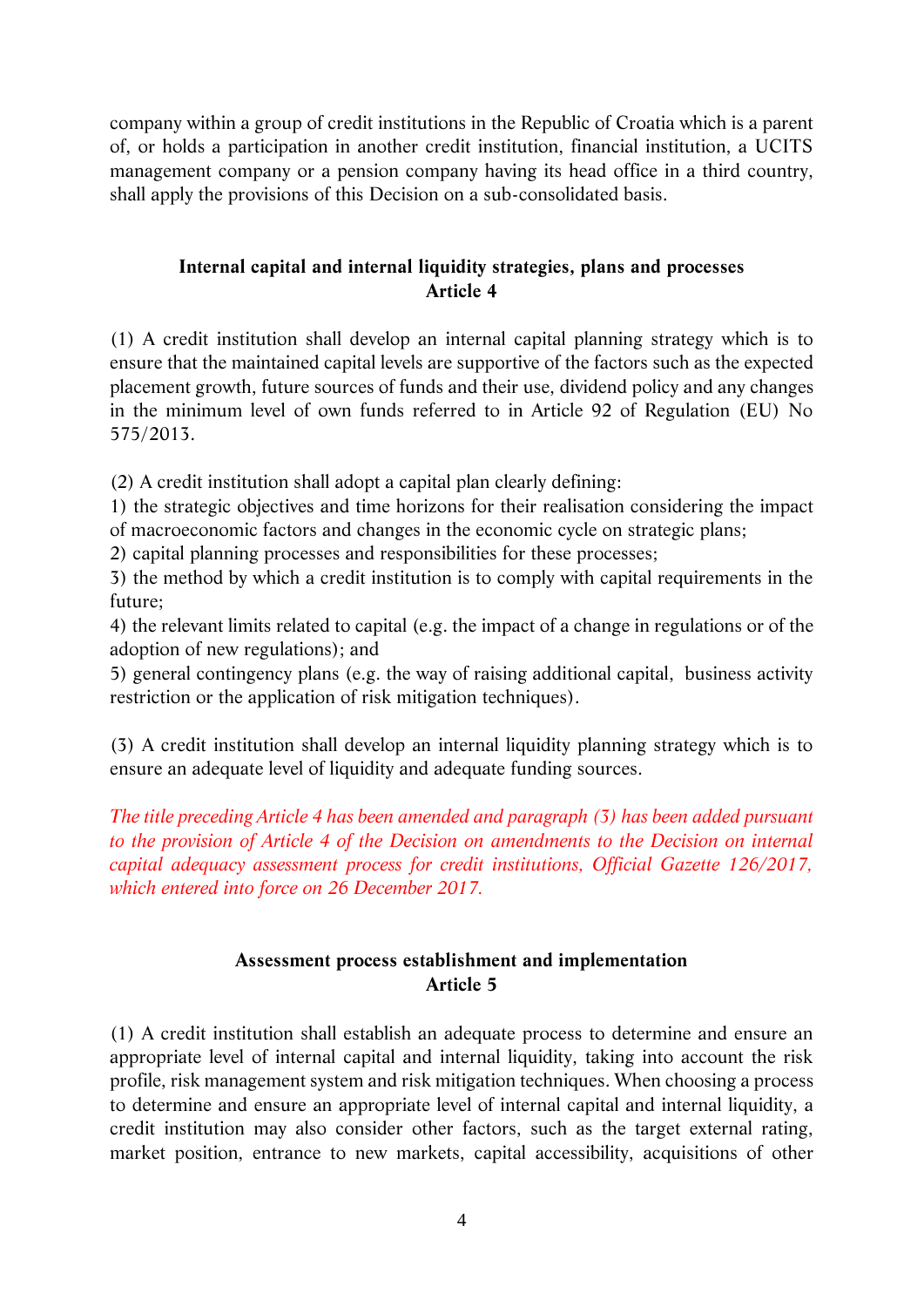company within a group of credit institutions in the Republic of Croatia which is a parent of, or holds a participation in another credit institution, financial institution, a UCITS management company or a pension company having its head office in a third country, shall apply the provisions of this Decision on a sub-consolidated basis.

**Internal capital and internal liquidity strategies, plans and processes**
**Article 4**

(1) A credit institution shall develop an internal capital planning strategy which is to ensure that the maintained capital levels are supportive of the factors such as the expected placement growth, future sources of funds and their use, dividend policy and any changes in the minimum level of own funds referred to in Article 92 of Regulation (EU) No 575/2013.

(2) A credit institution shall adopt a capital plan clearly defining:
1) the strategic objectives and time horizons for their realisation considering the impact of macroeconomic factors and changes in the economic cycle on strategic plans;
2) capital planning processes and responsibilities for these processes;
3) the method by which a credit institution is to comply with capital requirements in the future;
4) the relevant limits related to capital (e.g. the impact of a change in regulations or of the adoption of new regulations); and
5) general contingency plans (e.g. the way of raising additional capital, business activity restriction or the application of risk mitigation techniques).

(3) A credit institution shall develop an internal liquidity planning strategy which is to ensure an adequate level of liquidity and adequate funding sources.

*The title preceding Article 4 has been amended and paragraph (3) has been added pursuant to the provision of Article 4 of the Decision on amendments to the Decision on internal capital adequacy assessment process for credit institutions, Official Gazette 126/2017, which entered into force on 26 December 2017.*

**Assessment process establishment and implementation**
**Article 5**

(1) A credit institution shall establish an adequate process to determine and ensure an appropriate level of internal capital and internal liquidity, taking into account the risk profile, risk management system and risk mitigation techniques. When choosing a process to determine and ensure an appropriate level of internal capital and internal liquidity, a credit institution may also consider other factors, such as the target external rating, market position, entrance to new markets, capital accessibility, acquisitions of other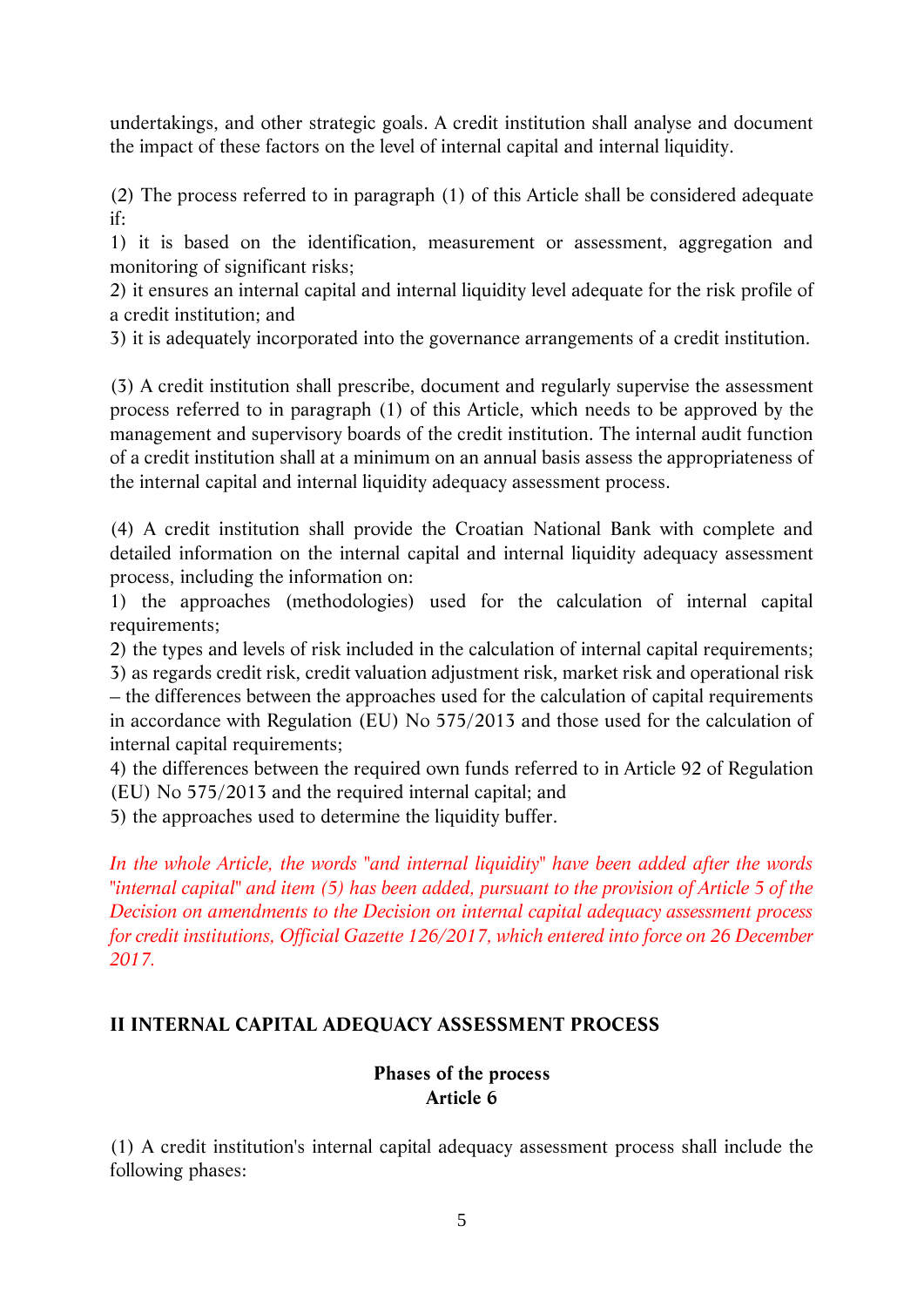undertakings, and other strategic goals. A credit institution shall analyse and document the impact of these factors on the level of internal capital and internal liquidity.

(2) The process referred to in paragraph (1) of this Article shall be considered adequate if:

1) it is based on the identification, measurement or assessment, aggregation and monitoring of significant risks;

2) it ensures an internal capital and internal liquidity level adequate for the risk profile of a credit institution; and

3) it is adequately incorporated into the governance arrangements of a credit institution.

(3) A credit institution shall prescribe, document and regularly supervise the assessment process referred to in paragraph (1) of this Article, which needs to be approved by the management and supervisory boards of the credit institution. The internal audit function of a credit institution shall at a minimum on an annual basis assess the appropriateness of the internal capital and internal liquidity adequacy assessment process.

(4) A credit institution shall provide the Croatian National Bank with complete and detailed information on the internal capital and internal liquidity adequacy assessment process, including the information on:

1) the approaches (methodologies) used for the calculation of internal capital requirements;

2) the types and levels of risk included in the calculation of internal capital requirements;

3) as regards credit risk, credit valuation adjustment risk, market risk and operational risk – the differences between the approaches used for the calculation of capital requirements in accordance with Regulation (EU) No 575/2013 and those used for the calculation of internal capital requirements;

4) the differences between the required own funds referred to in Article 92 of Regulation (EU) No 575/2013 and the required internal capital; and

5) the approaches used to determine the liquidity buffer.

*In the whole Article, the words "and internal liquidity" have been added after the words "internal capital" and item (5) has been added, pursuant to the provision of Article 5 of the Decision on amendments to the Decision on internal capital adequacy assessment process for credit institutions, Official Gazette 126/2017, which entered into force on 26 December 2017.*

## II INTERNAL CAPITAL ADEQUACY ASSESSMENT PROCESS

### Phases of the process
### Article 6

(1) A credit institution's internal capital adequacy assessment process shall include the following phases: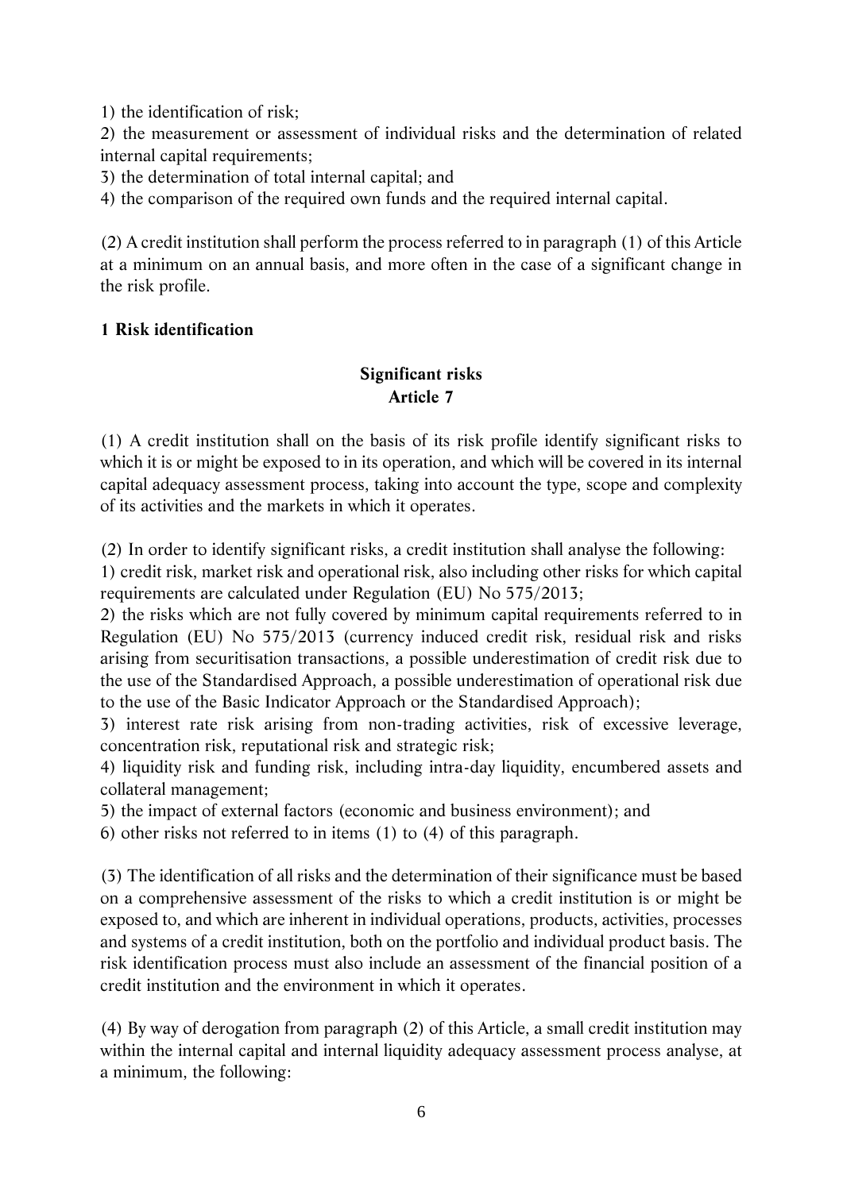1) the identification of risk;

2) the measurement or assessment of individual risks and the determination of related internal capital requirements;

3) the determination of total internal capital; and

4) the comparison of the required own funds and the required internal capital.

(2) A credit institution shall perform the process referred to in paragraph (1) of this Article at a minimum on an annual basis, and more often in the case of a significant change in the risk profile.

**1 Risk identification**

**Significant risks**
**Article 7**

(1) A credit institution shall on the basis of its risk profile identify significant risks to which it is or might be exposed to in its operation, and which will be covered in its internal capital adequacy assessment process, taking into account the type, scope and complexity of its activities and the markets in which it operates.

(2) In order to identify significant risks, a credit institution shall analyse the following:

1) credit risk, market risk and operational risk, also including other risks for which capital requirements are calculated under Regulation (EU) No 575/2013;

2) the risks which are not fully covered by minimum capital requirements referred to in Regulation (EU) No 575/2013 (currency induced credit risk, residual risk and risks arising from securitisation transactions, a possible underestimation of credit risk due to the use of the Standardised Approach, a possible underestimation of operational risk due to the use of the Basic Indicator Approach or the Standardised Approach);

3) interest rate risk arising from non-trading activities, risk of excessive leverage, concentration risk, reputational risk and strategic risk;

4) liquidity risk and funding risk, including intra-day liquidity, encumbered assets and collateral management;

5) the impact of external factors (economic and business environment); and

6) other risks not referred to in items (1) to (4) of this paragraph.

(3) The identification of all risks and the determination of their significance must be based on a comprehensive assessment of the risks to which a credit institution is or might be exposed to, and which are inherent in individual operations, products, activities, processes and systems of a credit institution, both on the portfolio and individual product basis. The risk identification process must also include an assessment of the financial position of a credit institution and the environment in which it operates.

(4) By way of derogation from paragraph (2) of this Article, a small credit institution may within the internal capital and internal liquidity adequacy assessment process analyse, at a minimum, the following: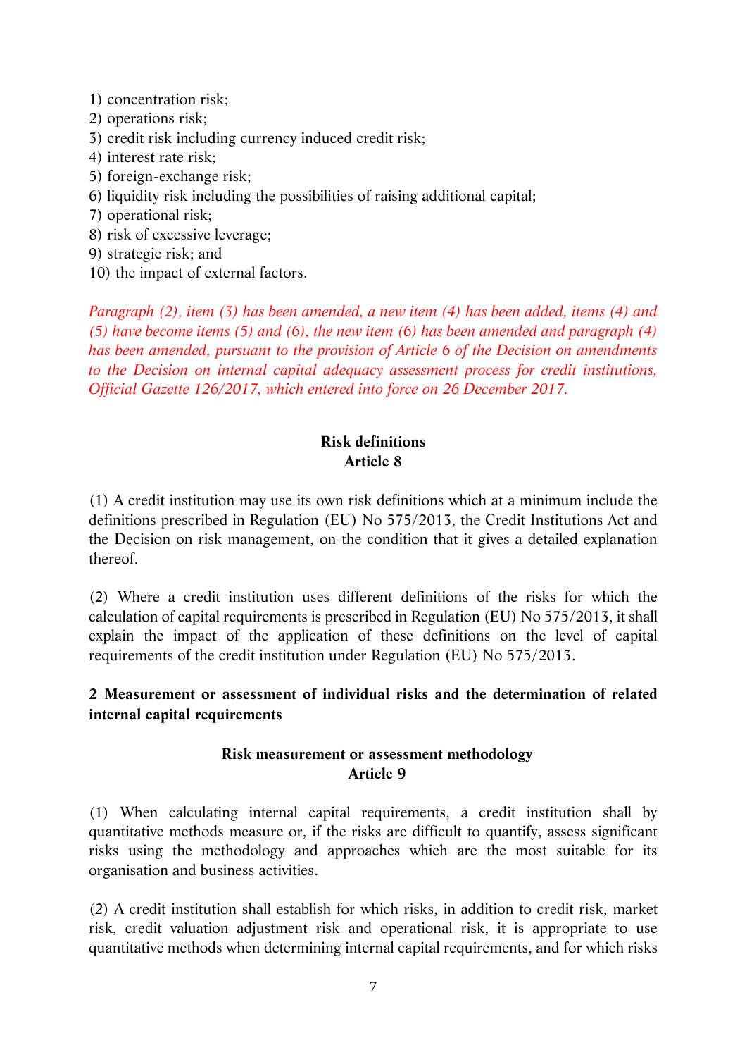1) concentration risk;
2) operations risk;
3) credit risk including currency induced credit risk;
4) interest rate risk;
5) foreign-exchange risk;
6) liquidity risk including the possibilities of raising additional capital;
7) operational risk;
8) risk of excessive leverage;
9) strategic risk; and
10) the impact of external factors.

*Paragraph (2), item (3) has been amended, a new item (4) has been added, items (4) and (5) have become items (5) and (6), the new item (6) has been amended and paragraph (4) has been amended, pursuant to the provision of Article 6 of the Decision on amendments to the Decision on internal capital adequacy assessment process for credit institutions, Official Gazette 126/2017, which entered into force on 26 December 2017.*

**Risk definitions**
**Article 8**

(1) A credit institution may use its own risk definitions which at a minimum include the definitions prescribed in Regulation (EU) No 575/2013, the Credit Institutions Act and the Decision on risk management, on the condition that it gives a detailed explanation thereof.

(2) Where a credit institution uses different definitions of the risks for which the calculation of capital requirements is prescribed in Regulation (EU) No 575/2013, it shall explain the impact of the application of these definitions on the level of capital requirements of the credit institution under Regulation (EU) No 575/2013.

## 2 Measurement or assessment of individual risks and the determination of related internal capital requirements

**Risk measurement or assessment methodology**
**Article 9**

(1) When calculating internal capital requirements, a credit institution shall by quantitative methods measure or, if the risks are difficult to quantify, assess significant risks using the methodology and approaches which are the most suitable for its organisation and business activities.

(2) A credit institution shall establish for which risks, in addition to credit risk, market risk, credit valuation adjustment risk and operational risk, it is appropriate to use quantitative methods when determining internal capital requirements, and for which risks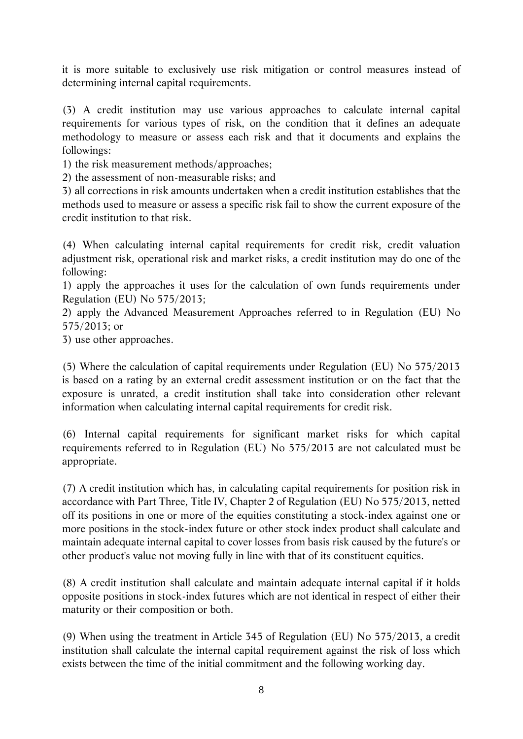it is more suitable to exclusively use risk mitigation or control measures instead of determining internal capital requirements.

(3) A credit institution may use various approaches to calculate internal capital requirements for various types of risk, on the condition that it defines an adequate methodology to measure or assess each risk and that it documents and explains the followings:

1) the risk measurement methods/approaches;

2) the assessment of non-measurable risks; and

3) all corrections in risk amounts undertaken when a credit institution establishes that the methods used to measure or assess a specific risk fail to show the current exposure of the credit institution to that risk.

(4) When calculating internal capital requirements for credit risk, credit valuation adjustment risk, operational risk and market risks, a credit institution may do one of the following:

1) apply the approaches it uses for the calculation of own funds requirements under Regulation (EU) No 575/2013;

2) apply the Advanced Measurement Approaches referred to in Regulation (EU) No 575/2013; or

3) use other approaches.

(5) Where the calculation of capital requirements under Regulation (EU) No 575/2013 is based on a rating by an external credit assessment institution or on the fact that the exposure is unrated, a credit institution shall take into consideration other relevant information when calculating internal capital requirements for credit risk.

(6) Internal capital requirements for significant market risks for which capital requirements referred to in Regulation (EU) No 575/2013 are not calculated must be appropriate.

(7) A credit institution which has, in calculating capital requirements for position risk in accordance with Part Three, Title IV, Chapter 2 of Regulation (EU) No 575/2013, netted off its positions in one or more of the equities constituting a stock-index against one or more positions in the stock-index future or other stock index product shall calculate and maintain adequate internal capital to cover losses from basis risk caused by the future's or other product's value not moving fully in line with that of its constituent equities.

(8) A credit institution shall calculate and maintain adequate internal capital if it holds opposite positions in stock-index futures which are not identical in respect of either their maturity or their composition or both.

(9) When using the treatment in Article 345 of Regulation (EU) No 575/2013, a credit institution shall calculate the internal capital requirement against the risk of loss which exists between the time of the initial commitment and the following working day.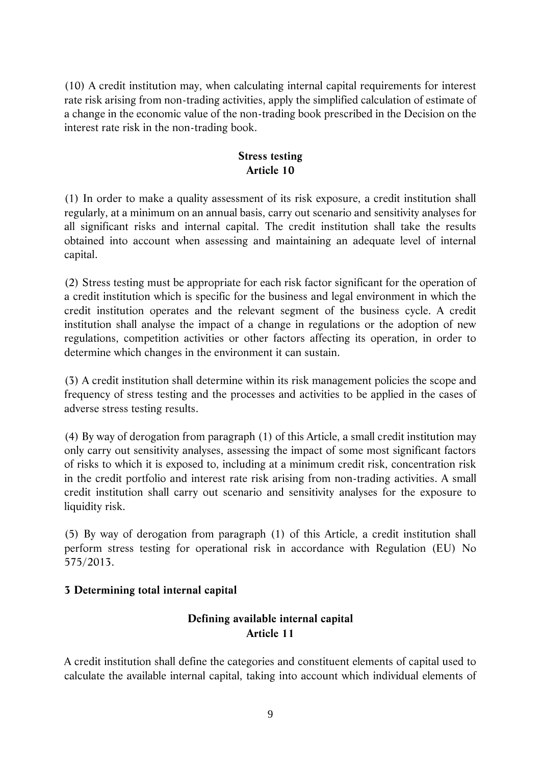(10) A credit institution may, when calculating internal capital requirements for interest rate risk arising from non-trading activities, apply the simplified calculation of estimate of a change in the economic value of the non-trading book prescribed in the Decision on the interest rate risk in the non-trading book.

**Stress testing**
**Article 10**

(1) In order to make a quality assessment of its risk exposure, a credit institution shall regularly, at a minimum on an annual basis, carry out scenario and sensitivity analyses for all significant risks and internal capital. The credit institution shall take the results obtained into account when assessing and maintaining an adequate level of internal capital.

(2) Stress testing must be appropriate for each risk factor significant for the operation of a credit institution which is specific for the business and legal environment in which the credit institution operates and the relevant segment of the business cycle. A credit institution shall analyse the impact of a change in regulations or the adoption of new regulations, competition activities or other factors affecting its operation, in order to determine which changes in the environment it can sustain.

(3) A credit institution shall determine within its risk management policies the scope and frequency of stress testing and the processes and activities to be applied in the cases of adverse stress testing results.

(4) By way of derogation from paragraph (1) of this Article, a small credit institution may only carry out sensitivity analyses, assessing the impact of some most significant factors of risks to which it is exposed to, including at a minimum credit risk, concentration risk in the credit portfolio and interest rate risk arising from non-trading activities. A small credit institution shall carry out scenario and sensitivity analyses for the exposure to liquidity risk.

(5) By way of derogation from paragraph (1) of this Article, a credit institution shall perform stress testing for operational risk in accordance with Regulation (EU) No 575/2013.

## 3 Determining total internal capital

**Defining available internal capital**
**Article 11**

A credit institution shall define the categories and constituent elements of capital used to calculate the available internal capital, taking into account which individual elements of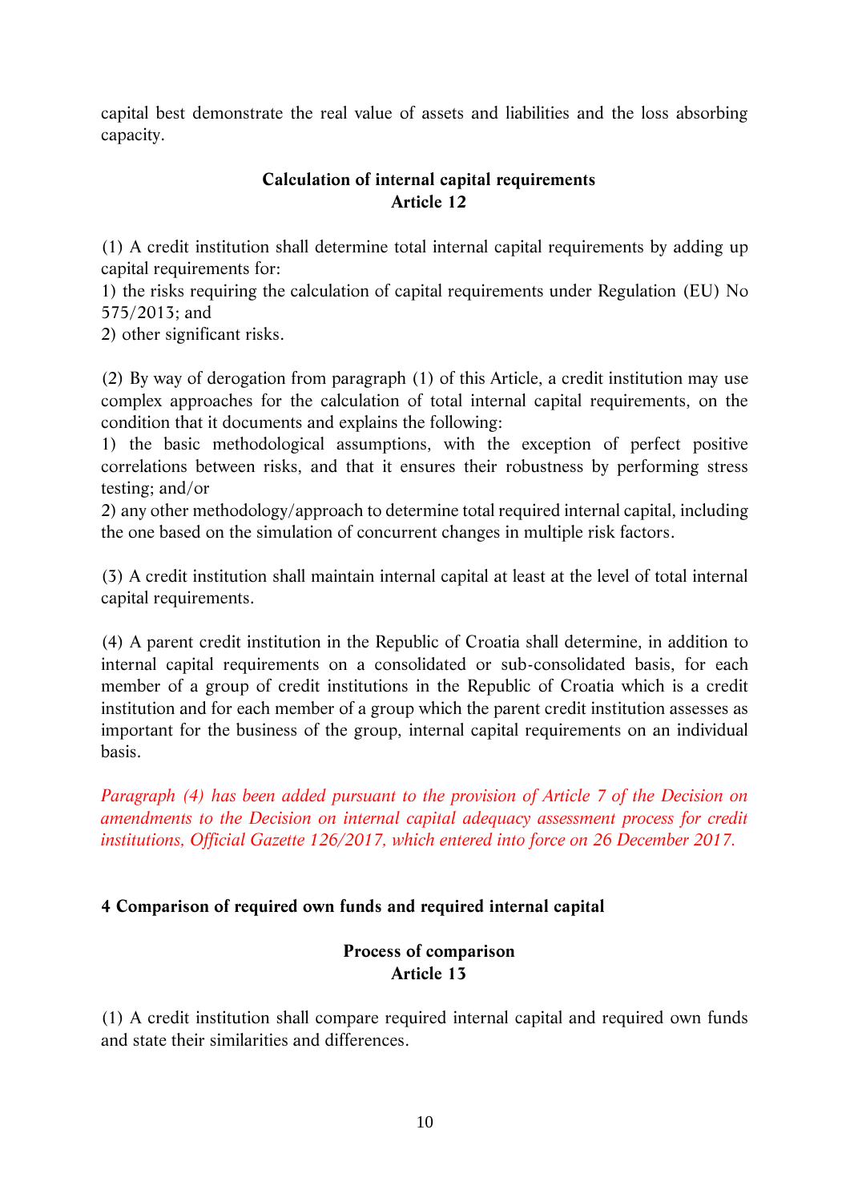capital best demonstrate the real value of assets and liabilities and the loss absorbing capacity.

**Calculation of internal capital requirements**
**Article 12**

(1) A credit institution shall determine total internal capital requirements by adding up capital requirements for:
1) the risks requiring the calculation of capital requirements under Regulation (EU) No 575/2013; and
2) other significant risks.

(2) By way of derogation from paragraph (1) of this Article, a credit institution may use complex approaches for the calculation of total internal capital requirements, on the condition that it documents and explains the following:
1) the basic methodological assumptions, with the exception of perfect positive correlations between risks, and that it ensures their robustness by performing stress testing; and/or
2) any other methodology/approach to determine total required internal capital, including the one based on the simulation of concurrent changes in multiple risk factors.

(3) A credit institution shall maintain internal capital at least at the level of total internal capital requirements.

(4) A parent credit institution in the Republic of Croatia shall determine, in addition to internal capital requirements on a consolidated or sub-consolidated basis, for each member of a group of credit institutions in the Republic of Croatia which is a credit institution and for each member of a group which the parent credit institution assesses as important for the business of the group, internal capital requirements on an individual basis.

*Paragraph (4) has been added pursuant to the provision of Article 7 of the Decision on amendments to the Decision on internal capital adequacy assessment process for credit institutions, Official Gazette 126/2017, which entered into force on 26 December 2017.*

## 4 Comparison of required own funds and required internal capital

**Process of comparison**
**Article 13**

(1) A credit institution shall compare required internal capital and required own funds and state their similarities and differences.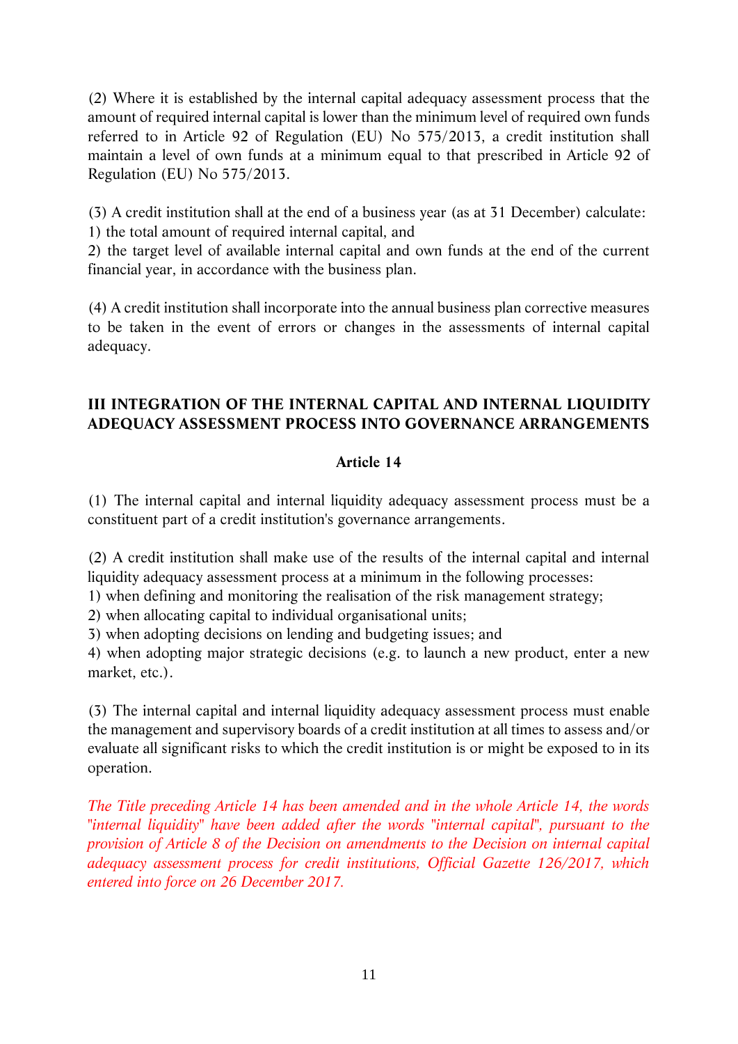(2) Where it is established by the internal capital adequacy assessment process that the amount of required internal capital is lower than the minimum level of required own funds referred to in Article 92 of Regulation (EU) No 575/2013, a credit institution shall maintain a level of own funds at a minimum equal to that prescribed in Article 92 of Regulation (EU) No 575/2013.

(3) A credit institution shall at the end of a business year (as at 31 December) calculate:
1) the total amount of required internal capital, and
2) the target level of available internal capital and own funds at the end of the current financial year, in accordance with the business plan.

(4) A credit institution shall incorporate into the annual business plan corrective measures to be taken in the event of errors or changes in the assessments of internal capital adequacy.

## III INTEGRATION OF THE INTERNAL CAPITAL AND INTERNAL LIQUIDITY ADEQUACY ASSESSMENT PROCESS INTO GOVERNANCE ARRANGEMENTS

### Article 14

(1) The internal capital and internal liquidity adequacy assessment process must be a constituent part of a credit institution's governance arrangements.

(2) A credit institution shall make use of the results of the internal capital and internal liquidity adequacy assessment process at a minimum in the following processes:
1) when defining and monitoring the realisation of the risk management strategy;
2) when allocating capital to individual organisational units;
3) when adopting decisions on lending and budgeting issues; and
4) when adopting major strategic decisions (e.g. to launch a new product, enter a new market, etc.).

(3) The internal capital and internal liquidity adequacy assessment process must enable the management and supervisory boards of a credit institution at all times to assess and/or evaluate all significant risks to which the credit institution is or might be exposed to in its operation.

*The Title preceding Article 14 has been amended and in the whole Article 14, the words "internal liquidity" have been added after the words "internal capital", pursuant to the provision of Article 8 of the Decision on amendments to the Decision on internal capital adequacy assessment process for credit institutions, Official Gazette 126/2017, which entered into force on 26 December 2017.*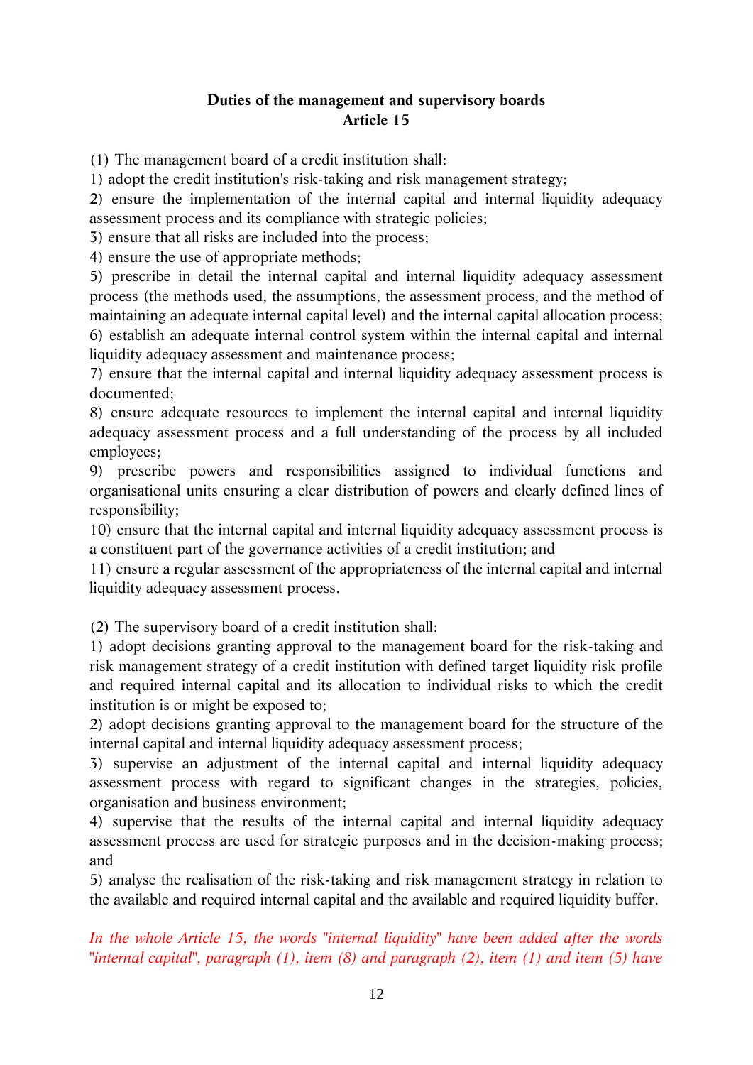**Duties of the management and supervisory boards**
**Article 15**

(1) The management board of a credit institution shall:

1) adopt the credit institution's risk-taking and risk management strategy;

2) ensure the implementation of the internal capital and internal liquidity adequacy assessment process and its compliance with strategic policies;

3) ensure that all risks are included into the process;

4) ensure the use of appropriate methods;

5) prescribe in detail the internal capital and internal liquidity adequacy assessment process (the methods used, the assumptions, the assessment process, and the method of maintaining an adequate internal capital level) and the internal capital allocation process;

6) establish an adequate internal control system within the internal capital and internal liquidity adequacy assessment and maintenance process;

7) ensure that the internal capital and internal liquidity adequacy assessment process is documented;

8) ensure adequate resources to implement the internal capital and internal liquidity adequacy assessment process and a full understanding of the process by all included employees;

9) prescribe powers and responsibilities assigned to individual functions and organisational units ensuring a clear distribution of powers and clearly defined lines of responsibility;

10) ensure that the internal capital and internal liquidity adequacy assessment process is a constituent part of the governance activities of a credit institution; and

11) ensure a regular assessment of the appropriateness of the internal capital and internal liquidity adequacy assessment process.

(2) The supervisory board of a credit institution shall:

1) adopt decisions granting approval to the management board for the risk-taking and risk management strategy of a credit institution with defined target liquidity risk profile and required internal capital and its allocation to individual risks to which the credit institution is or might be exposed to;

2) adopt decisions granting approval to the management board for the structure of the internal capital and internal liquidity adequacy assessment process;

3) supervise an adjustment of the internal capital and internal liquidity adequacy assessment process with regard to significant changes in the strategies, policies, organisation and business environment;

4) supervise that the results of the internal capital and internal liquidity adequacy assessment process are used for strategic purposes and in the decision-making process; and

5) analyse the realisation of the risk-taking and risk management strategy in relation to the available and required internal capital and the available and required liquidity buffer.

*In the whole Article 15, the words "internal liquidity" have been added after the words "internal capital", paragraph (1), item (8) and paragraph (2), item (1) and item (5) have*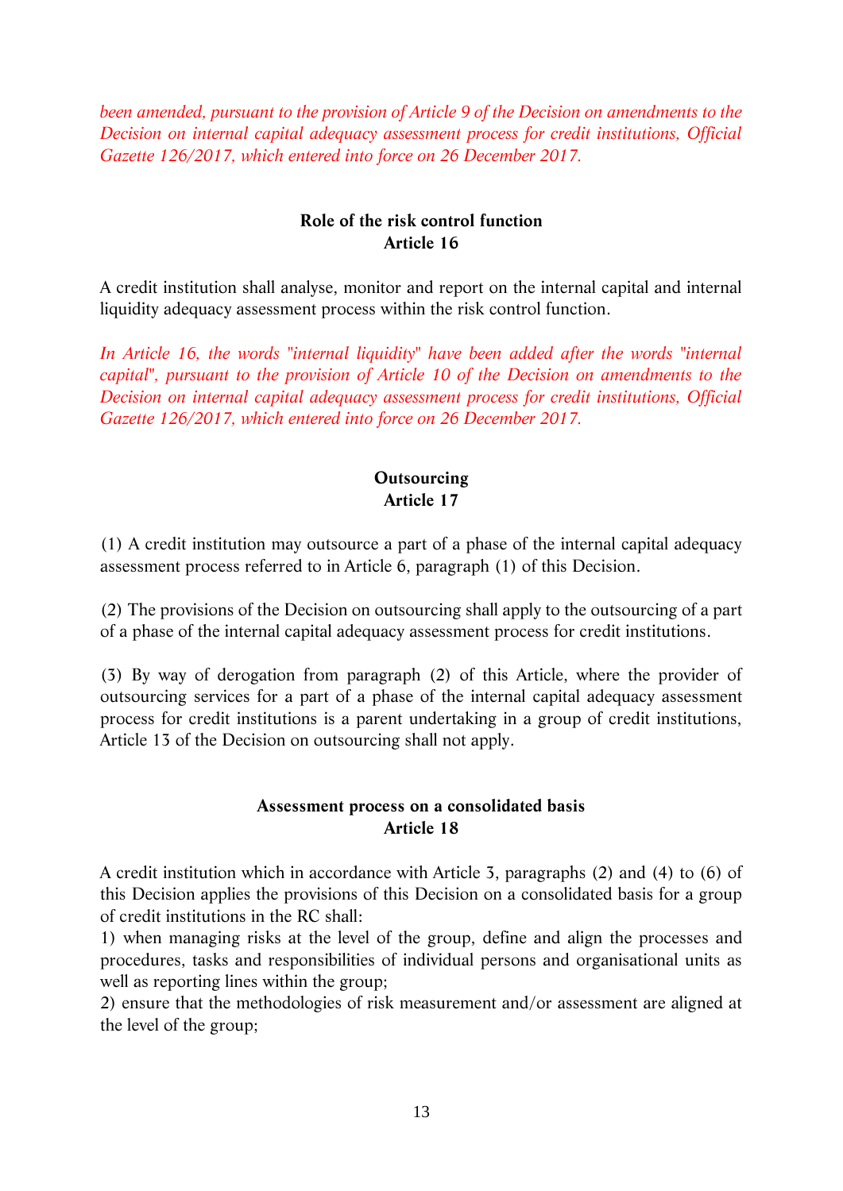*been amended, pursuant to the provision of Article 9 of the Decision on amendments to the Decision on internal capital adequacy assessment process for credit institutions, Official Gazette 126/2017, which entered into force on 26 December 2017.*

**Role of the risk control function**
**Article 16**

A credit institution shall analyse, monitor and report on the internal capital and internal liquidity adequacy assessment process within the risk control function.

*In Article 16, the words "internal liquidity" have been added after the words "internal capital", pursuant to the provision of Article 10 of the Decision on amendments to the Decision on internal capital adequacy assessment process for credit institutions, Official Gazette 126/2017, which entered into force on 26 December 2017.*

**Outsourcing**
**Article 17**

(1) A credit institution may outsource a part of a phase of the internal capital adequacy assessment process referred to in Article 6, paragraph (1) of this Decision.

(2) The provisions of the Decision on outsourcing shall apply to the outsourcing of a part of a phase of the internal capital adequacy assessment process for credit institutions.

(3) By way of derogation from paragraph (2) of this Article, where the provider of outsourcing services for a part of a phase of the internal capital adequacy assessment process for credit institutions is a parent undertaking in a group of credit institutions, Article 13 of the Decision on outsourcing shall not apply.

**Assessment process on a consolidated basis**
**Article 18**

A credit institution which in accordance with Article 3, paragraphs (2) and (4) to (6) of this Decision applies the provisions of this Decision on a consolidated basis for a group of credit institutions in the RC shall:

1) when managing risks at the level of the group, define and align the processes and procedures, tasks and responsibilities of individual persons and organisational units as well as reporting lines within the group;

2) ensure that the methodologies of risk measurement and/or assessment are aligned at the level of the group;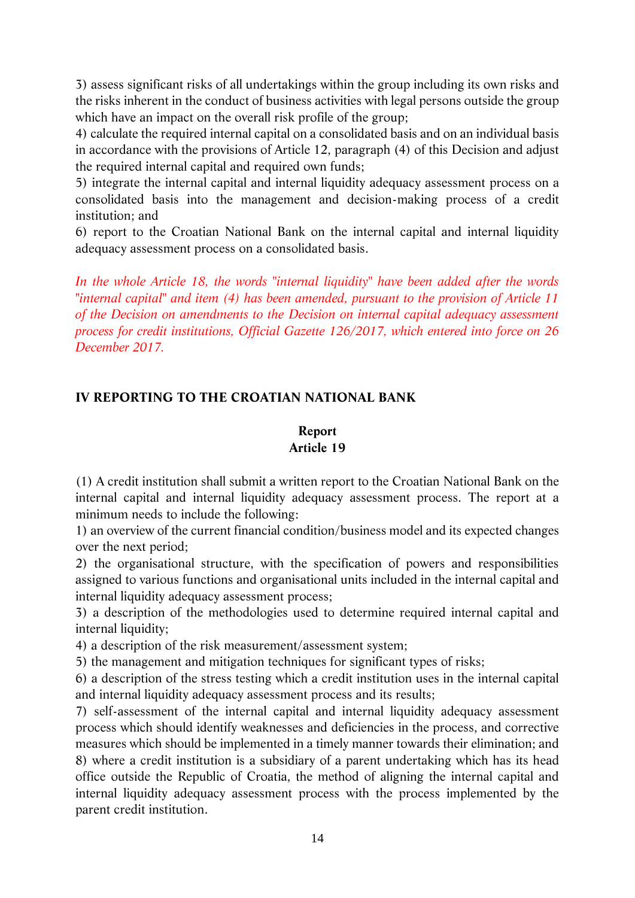3) assess significant risks of all undertakings within the group including its own risks and the risks inherent in the conduct of business activities with legal persons outside the group which have an impact on the overall risk profile of the group;
4) calculate the required internal capital on a consolidated basis and on an individual basis in accordance with the provisions of Article 12, paragraph (4) of this Decision and adjust the required internal capital and required own funds;
5) integrate the internal capital and internal liquidity adequacy assessment process on a consolidated basis into the management and decision-making process of a credit institution; and
6) report to the Croatian National Bank on the internal capital and internal liquidity adequacy assessment process on a consolidated basis.

*In the whole Article 18, the words "internal liquidity" have been added after the words "internal capital" and item (4) has been amended, pursuant to the provision of Article 11 of the Decision on amendments to the Decision on internal capital adequacy assessment process for credit institutions, Official Gazette 126/2017, which entered into force on 26 December 2017.*

## IV REPORTING TO THE CROATIAN NATIONAL BANK

### Report
### Article 19

(1) A credit institution shall submit a written report to the Croatian National Bank on the internal capital and internal liquidity adequacy assessment process. The report at a minimum needs to include the following:
1) an overview of the current financial condition/business model and its expected changes over the next period;
2) the organisational structure, with the specification of powers and responsibilities assigned to various functions and organisational units included in the internal capital and internal liquidity adequacy assessment process;
3) a description of the methodologies used to determine required internal capital and internal liquidity;
4) a description of the risk measurement/assessment system;
5) the management and mitigation techniques for significant types of risks;
6) a description of the stress testing which a credit institution uses in the internal capital and internal liquidity adequacy assessment process and its results;
7) self-assessment of the internal capital and internal liquidity adequacy assessment process which should identify weaknesses and deficiencies in the process, and corrective measures which should be implemented in a timely manner towards their elimination; and
8) where a credit institution is a subsidiary of a parent undertaking which has its head office outside the Republic of Croatia, the method of aligning the internal capital and internal liquidity adequacy assessment process with the process implemented by the parent credit institution.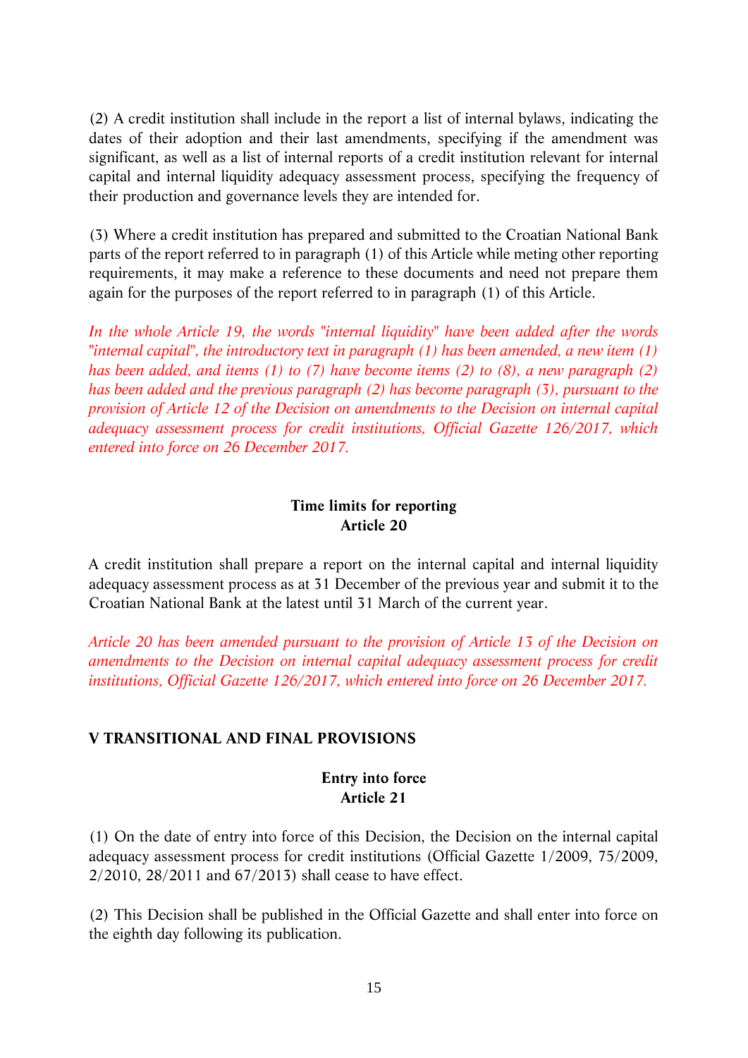(2) A credit institution shall include in the report a list of internal bylaws, indicating the dates of their adoption and their last amendments, specifying if the amendment was significant, as well as a list of internal reports of a credit institution relevant for internal capital and internal liquidity adequacy assessment process, specifying the frequency of their production and governance levels they are intended for.

(3) Where a credit institution has prepared and submitted to the Croatian National Bank parts of the report referred to in paragraph (1) of this Article while meting other reporting requirements, it may make a reference to these documents and need not prepare them again for the purposes of the report referred to in paragraph (1) of this Article.

*In the whole Article 19, the words "internal liquidity" have been added after the words "internal capital", the introductory text in paragraph (1) has been amended, a new item (1) has been added, and items (1) to (7) have become items (2) to (8), a new paragraph (2) has been added and the previous paragraph (2) has become paragraph (3), pursuant to the provision of Article 12 of the Decision on amendments to the Decision on internal capital adequacy assessment process for credit institutions, Official Gazette 126/2017, which entered into force on 26 December 2017.*

**Time limits for reporting**
**Article 20**

A credit institution shall prepare a report on the internal capital and internal liquidity adequacy assessment process as at 31 December of the previous year and submit it to the Croatian National Bank at the latest until 31 March of the current year.

*Article 20 has been amended pursuant to the provision of Article 13 of the Decision on amendments to the Decision on internal capital adequacy assessment process for credit institutions, Official Gazette 126/2017, which entered into force on 26 December 2017.*

## V TRANSITIONAL AND FINAL PROVISIONS

**Entry into force**
**Article 21**

(1) On the date of entry into force of this Decision, the Decision on the internal capital adequacy assessment process for credit institutions (Official Gazette 1/2009, 75/2009, 2/2010, 28/2011 and 67/2013) shall cease to have effect.

(2) This Decision shall be published in the Official Gazette and shall enter into force on the eighth day following its publication.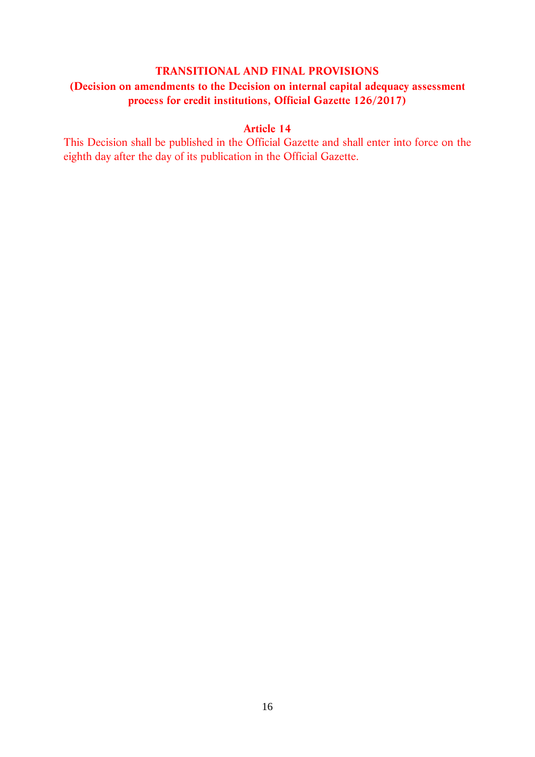## TRANSITIONAL AND FINAL PROVISIONS

### (Decision on amendments to the Decision on internal capital adequacy assessment process for credit institutions, Official Gazette 126/2017)

### Article 14

This Decision shall be published in the Official Gazette and shall enter into force on the eighth day after the day of its publication in the Official Gazette.